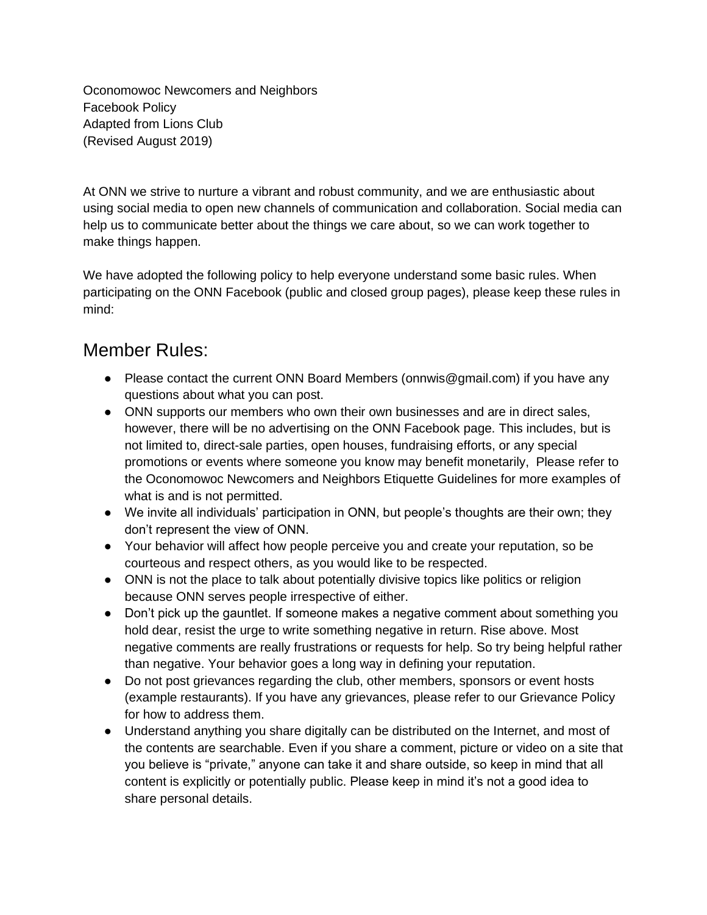Oconomowoc Newcomers and Neighbors
Facebook Policy
Adapted from Lions Club
(Revised August 2019)

At ONN we strive to nurture a vibrant and robust community, and we are enthusiastic about using social media to open new channels of communication and collaboration. Social media can help us to communicate better about the things we care about, so we can work together to make things happen.

We have adopted the following policy to help everyone understand some basic rules. When participating on the ONN Facebook (public and closed group pages), please keep these rules in mind:

## Member Rules:

- Please contact the current ONN Board Members (onnwis@gmail.com) if you have any questions about what you can post.
- ONN supports our members who own their own businesses and are in direct sales, however, there will be no advertising on the ONN Facebook page. This includes, but is not limited to, direct-sale parties, open houses, fundraising efforts, or any special promotions or events where someone you know may benefit monetarily, Please refer to the Oconomowoc Newcomers and Neighbors Etiquette Guidelines for more examples of what is and is not permitted.
- We invite all individuals' participation in ONN, but people's thoughts are their own; they don't represent the view of ONN.
- Your behavior will affect how people perceive you and create your reputation, so be courteous and respect others, as you would like to be respected.
- ONN is not the place to talk about potentially divisive topics like politics or religion because ONN serves people irrespective of either.
- Don't pick up the gauntlet. If someone makes a negative comment about something you hold dear, resist the urge to write something negative in return. Rise above. Most negative comments are really frustrations or requests for help. So try being helpful rather than negative. Your behavior goes a long way in defining your reputation.
- Do not post grievances regarding the club, other members, sponsors or event hosts (example restaurants). If you have any grievances, please refer to our Grievance Policy for how to address them.
- Understand anything you share digitally can be distributed on the Internet, and most of the contents are searchable. Even if you share a comment, picture or video on a site that you believe is "private," anyone can take it and share outside, so keep in mind that all content is explicitly or potentially public. Please keep in mind it's not a good idea to share personal details.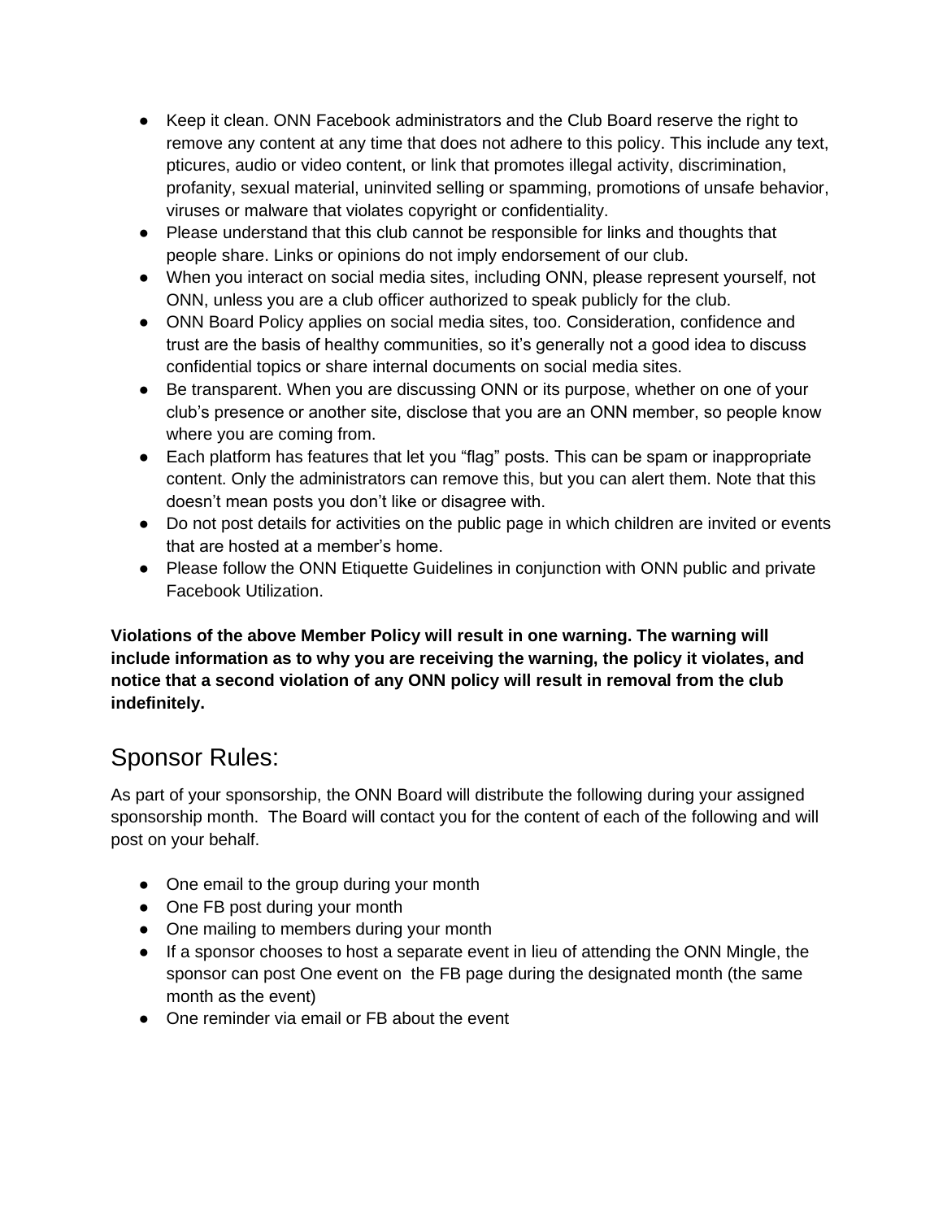- Keep it clean. ONN Facebook administrators and the Club Board reserve the right to remove any content at any time that does not adhere to this policy. This include any text, pticures, audio or video content, or link that promotes illegal activity, discrimination, profanity, sexual material, uninvited selling or spamming, promotions of unsafe behavior, viruses or malware that violates copyright or confidentiality.
- Please understand that this club cannot be responsible for links and thoughts that people share. Links or opinions do not imply endorsement of our club.
- When you interact on social media sites, including ONN, please represent yourself, not ONN, unless you are a club officer authorized to speak publicly for the club.
- ONN Board Policy applies on social media sites, too. Consideration, confidence and trust are the basis of healthy communities, so it's generally not a good idea to discuss confidential topics or share internal documents on social media sites.
- Be transparent. When you are discussing ONN or its purpose, whether on one of your club's presence or another site, disclose that you are an ONN member, so people know where you are coming from.
- Each platform has features that let you "flag" posts. This can be spam or inappropriate content. Only the administrators can remove this, but you can alert them. Note that this doesn't mean posts you don't like or disagree with.
- Do not post details for activities on the public page in which children are invited or events that are hosted at a member's home.
- Please follow the ONN Etiquette Guidelines in conjunction with ONN public and private Facebook Utilization.

**Violations of the above Member Policy will result in one warning. The warning will include information as to why you are receiving the warning, the policy it violates, and notice that a second violation of any ONN policy will result in removal from the club indefinitely.**

## Sponsor Rules:

As part of your sponsorship, the ONN Board will distribute the following during your assigned sponsorship month. The Board will contact you for the content of each of the following and will post on your behalf.

- One email to the group during your month
- One FB post during your month
- One mailing to members during your month
- If a sponsor chooses to host a separate event in lieu of attending the ONN Mingle, the sponsor can post One event on the FB page during the designated month (the same month as the event)
- One reminder via email or FB about the event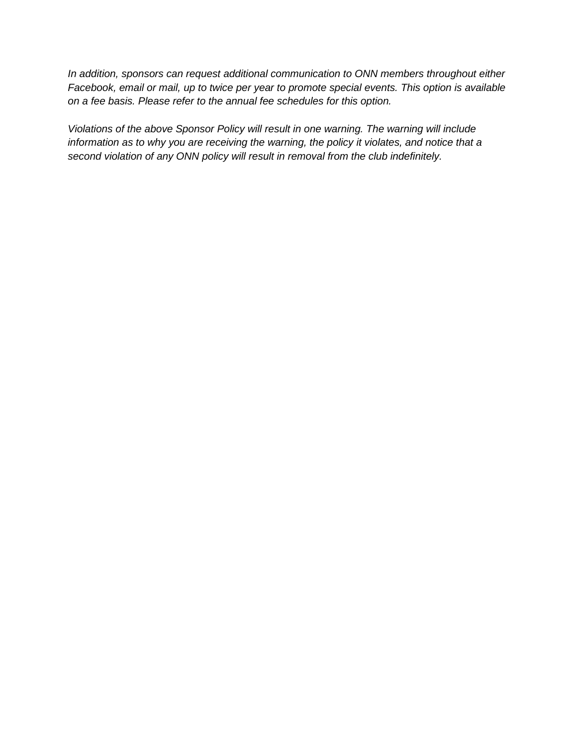*In addition, sponsors can request additional communication to ONN members throughout either Facebook, email or mail, up to twice per year to promote special events. This option is available on a fee basis. Please refer to the annual fee schedules for this option.*

*Violations of the above Sponsor Policy will result in one warning. The warning will include information as to why you are receiving the warning, the policy it violates, and notice that a second violation of any ONN policy will result in removal from the club indefinitely.*